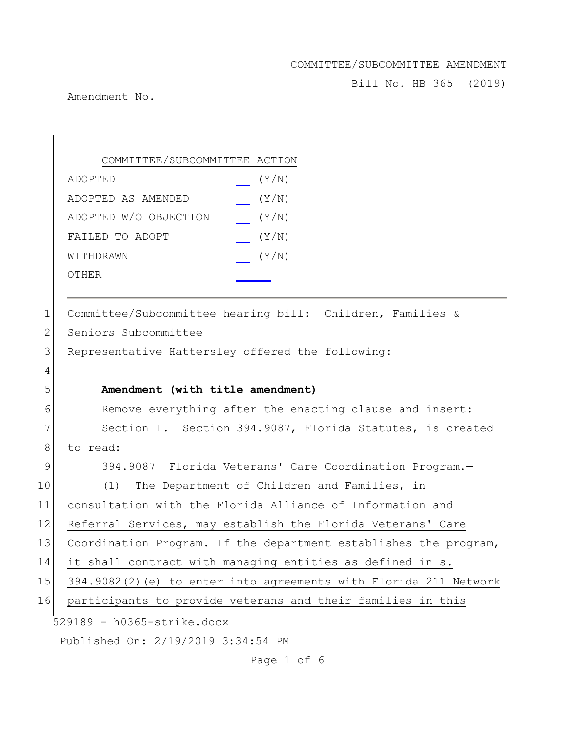COMMITTEE/SUBCOMMITTEE AMENDMENT

Bill No. HB 365 (2019)

Amendment No.

| COMMITTEE/SUBCOMMITTEE ACTION | |
|---|---|
| ADOPTED | __ (Y/N) |
| ADOPTED AS AMENDED | __ (Y/N) |
| ADOPTED W/O OBJECTION | __ (Y/N) |
| FAILED TO ADOPT | __ (Y/N) |
| WITHDRAWN | __ (Y/N) |
| OTHER | ____ |

---

1 Committee/Subcommittee hearing bill: Children, Families &
2 Seniors Subcommittee
3 Representative Hattersley offered the following:
4
5 **Amendment (with title amendment)**
6 Remove everything after the enacting clause and insert:
7 Section 1. Section 394.9087, Florida Statutes, is created
8 to read:
9 394.9087 Florida Veterans' Care Coordination Program.—
10 (1) The Department of Children and Families, in
11 consultation with the Florida Alliance of Information and
12 Referral Services, may establish the Florida Veterans' Care
13 Coordination Program. If the department establishes the program,
14 it shall contract with managing entities as defined in s.
15 394.9082(2)(e) to enter into agreements with Florida 211 Network
16 participants to provide veterans and their families in this

529189 - h0365-strike.docx

Published On: 2/19/2019 3:34:54 PM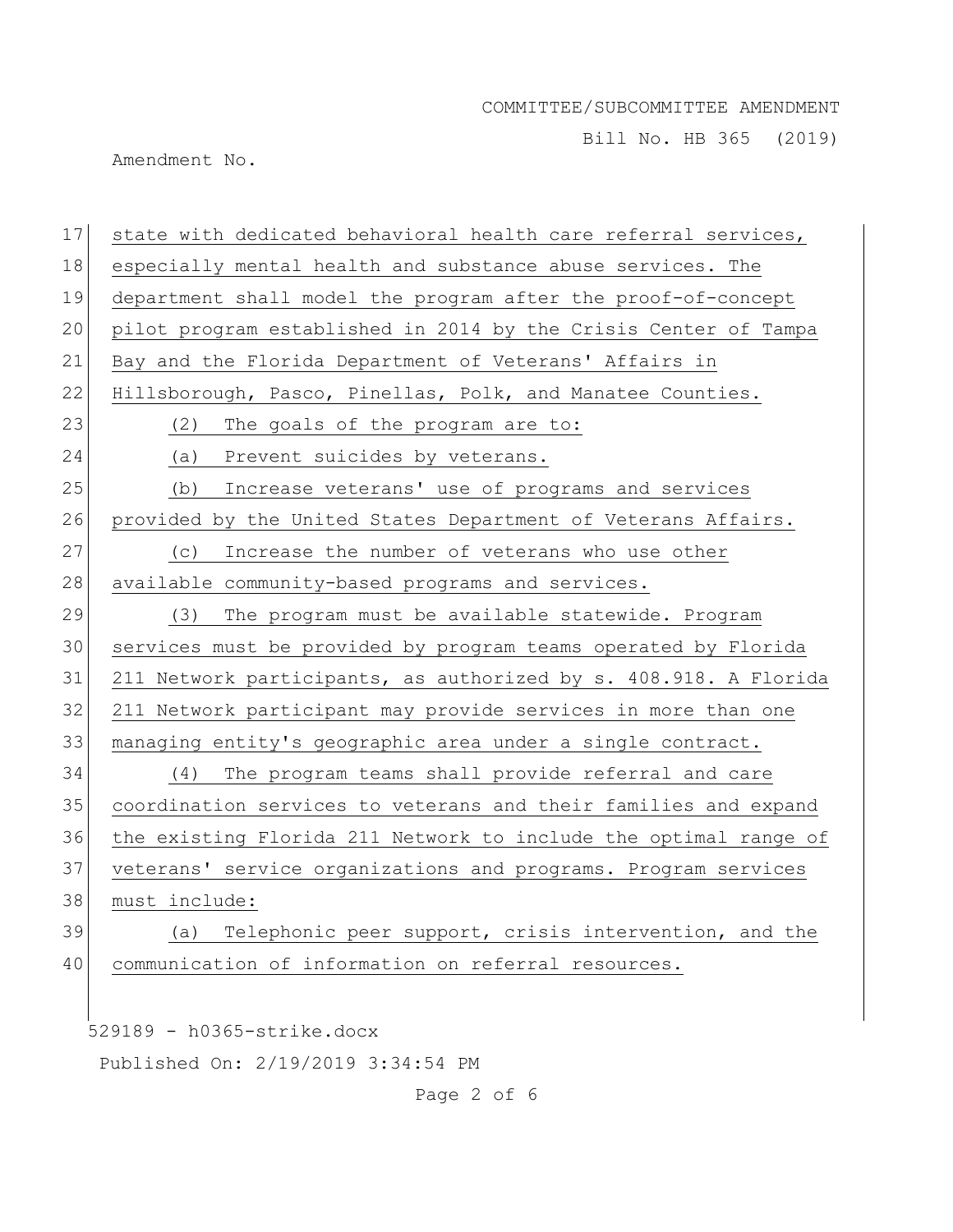state with dedicated behavioral health care referral services, especially mental health and substance abuse services. The department shall model the program after the proof-of-concept pilot program established in 2014 by the Crisis Center of Tampa Bay and the Florida Department of Veterans' Affairs in Hillsborough, Pasco, Pinellas, Polk, and Manatee Counties.

(2) The goals of the program are to:

(a) Prevent suicides by veterans.

(b) Increase veterans' use of programs and services provided by the United States Department of Veterans Affairs.

(c) Increase the number of veterans who use other available community-based programs and services.

(3) The program must be available statewide. Program services must be provided by program teams operated by Florida 211 Network participants, as authorized by s. 408.918. A Florida 211 Network participant may provide services in more than one managing entity's geographic area under a single contract.

(4) The program teams shall provide referral and care coordination services to veterans and their families and expand the existing Florida 211 Network to include the optimal range of veterans' service organizations and programs. Program services must include:

(a) Telephonic peer support, crisis intervention, and the communication of information on referral resources.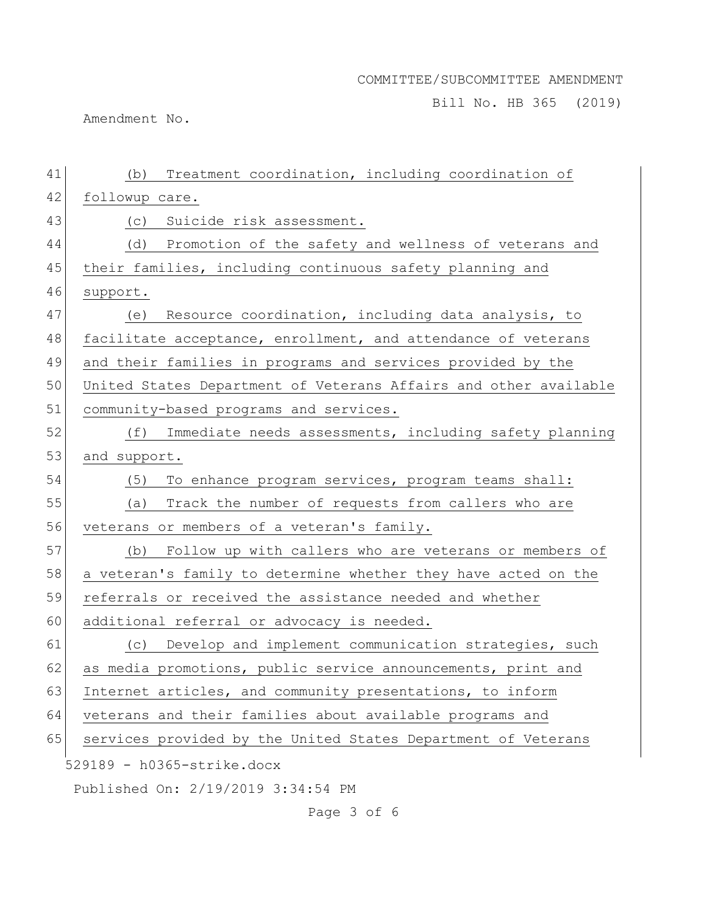(b) Treatment coordination, including coordination of followup care.

(c) Suicide risk assessment.

(d) Promotion of the safety and wellness of veterans and their families, including continuous safety planning and support.

(e) Resource coordination, including data analysis, to facilitate acceptance, enrollment, and attendance of veterans and their families in programs and services provided by the United States Department of Veterans Affairs and other available community-based programs and services.

(f) Immediate needs assessments, including safety planning and support.

(5) To enhance program services, program teams shall:

(a) Track the number of requests from callers who are veterans or members of a veteran's family.

(b) Follow up with callers who are veterans or members of a veteran's family to determine whether they have acted on the referrals or received the assistance needed and whether additional referral or advocacy is needed.

(c) Develop and implement communication strategies, such as media promotions, public service announcements, print and Internet articles, and community presentations, to inform veterans and their families about available programs and services provided by the United States Department of Veterans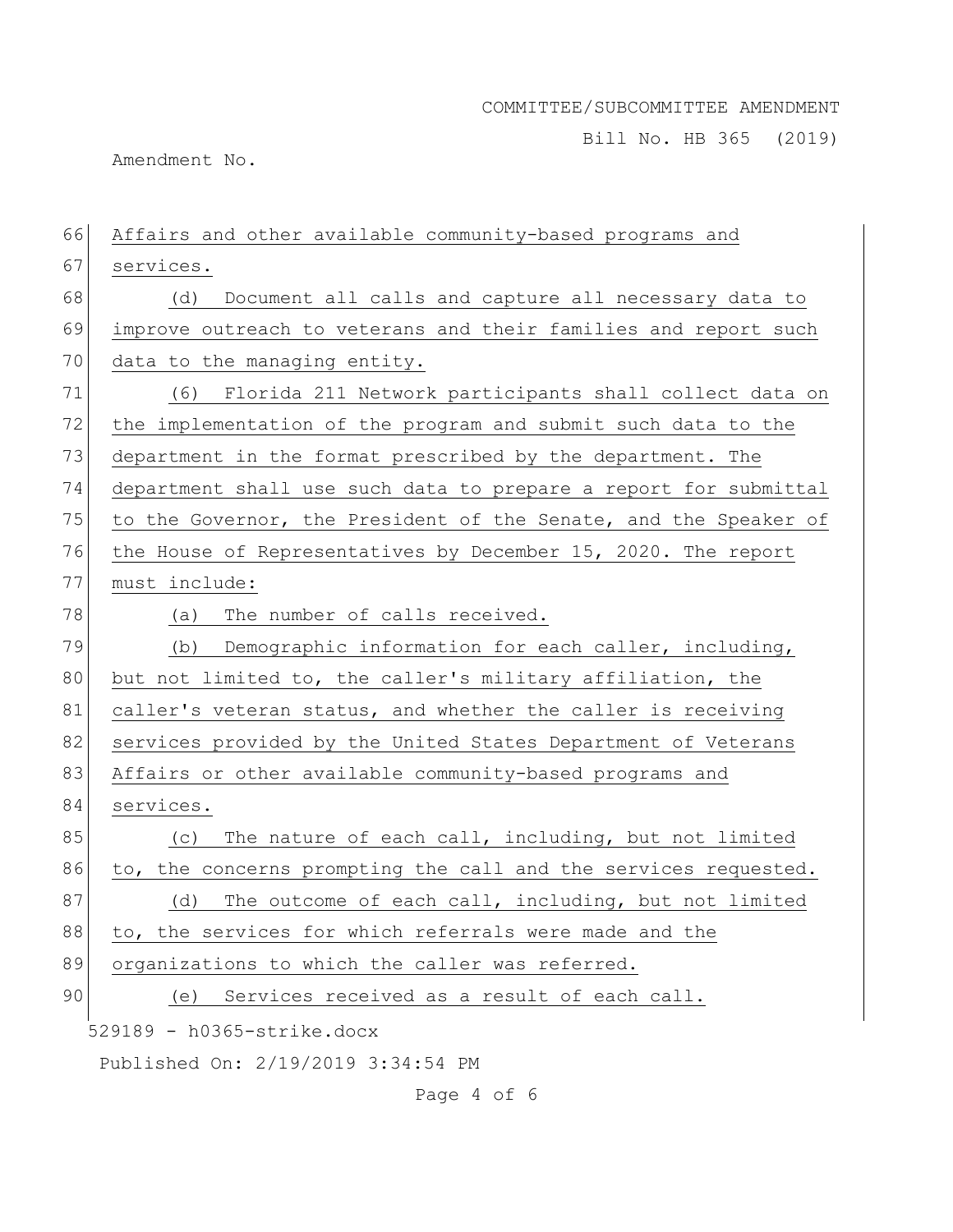Affairs and other available community-based programs and services.

(d) Document all calls and capture all necessary data to improve outreach to veterans and their families and report such data to the managing entity.

(6) Florida 211 Network participants shall collect data on the implementation of the program and submit such data to the department in the format prescribed by the department. The department shall use such data to prepare a report for submittal to the Governor, the President of the Senate, and the Speaker of the House of Representatives by December 15, 2020. The report must include:

(a) The number of calls received.

(b) Demographic information for each caller, including, but not limited to, the caller's military affiliation, the caller's veteran status, and whether the caller is receiving services provided by the United States Department of Veterans Affairs or other available community-based programs and services.

(c) The nature of each call, including, but not limited to, the concerns prompting the call and the services requested.

(d) The outcome of each call, including, but not limited to, the services for which referrals were made and the organizations to which the caller was referred.

(e) Services received as a result of each call.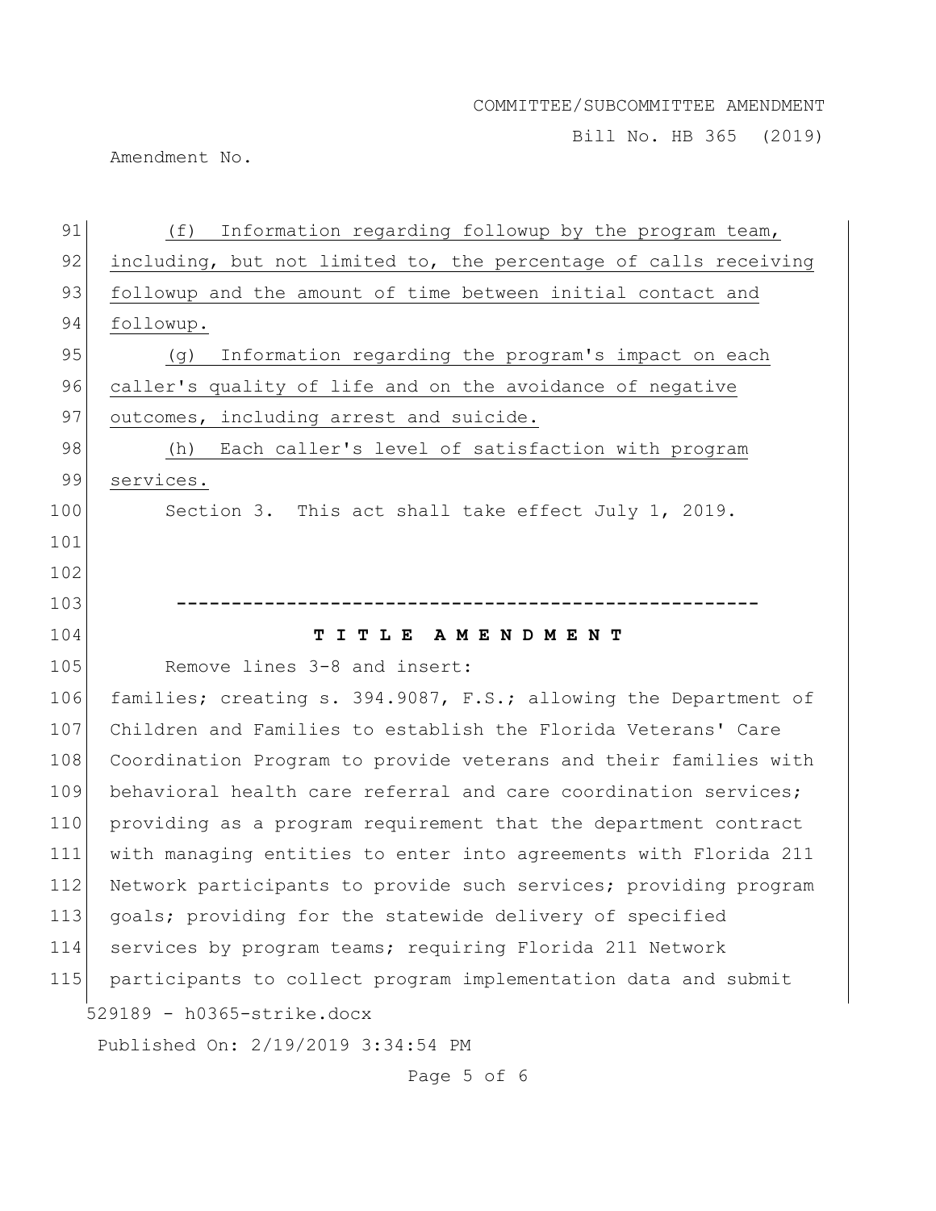(f) Information regarding followup by the program team, including, but not limited to, the percentage of calls receiving followup and the amount of time between initial contact and followup.

(g) Information regarding the program's impact on each caller's quality of life and on the avoidance of negative outcomes, including arrest and suicide.

(h) Each caller's level of satisfaction with program services.

Section 3. This act shall take effect July 1, 2019.

-----------------------------------------------------

## T I T L E A M E N D M E N T

Remove lines 3-8 and insert:

families; creating s. 394.9087, F.S.; allowing the Department of Children and Families to establish the Florida Veterans' Care Coordination Program to provide veterans and their families with behavioral health care referral and care coordination services; providing as a program requirement that the department contract with managing entities to enter into agreements with Florida 211 Network participants to provide such services; providing program goals; providing for the statewide delivery of specified services by program teams; requiring Florida 211 Network participants to collect program implementation data and submit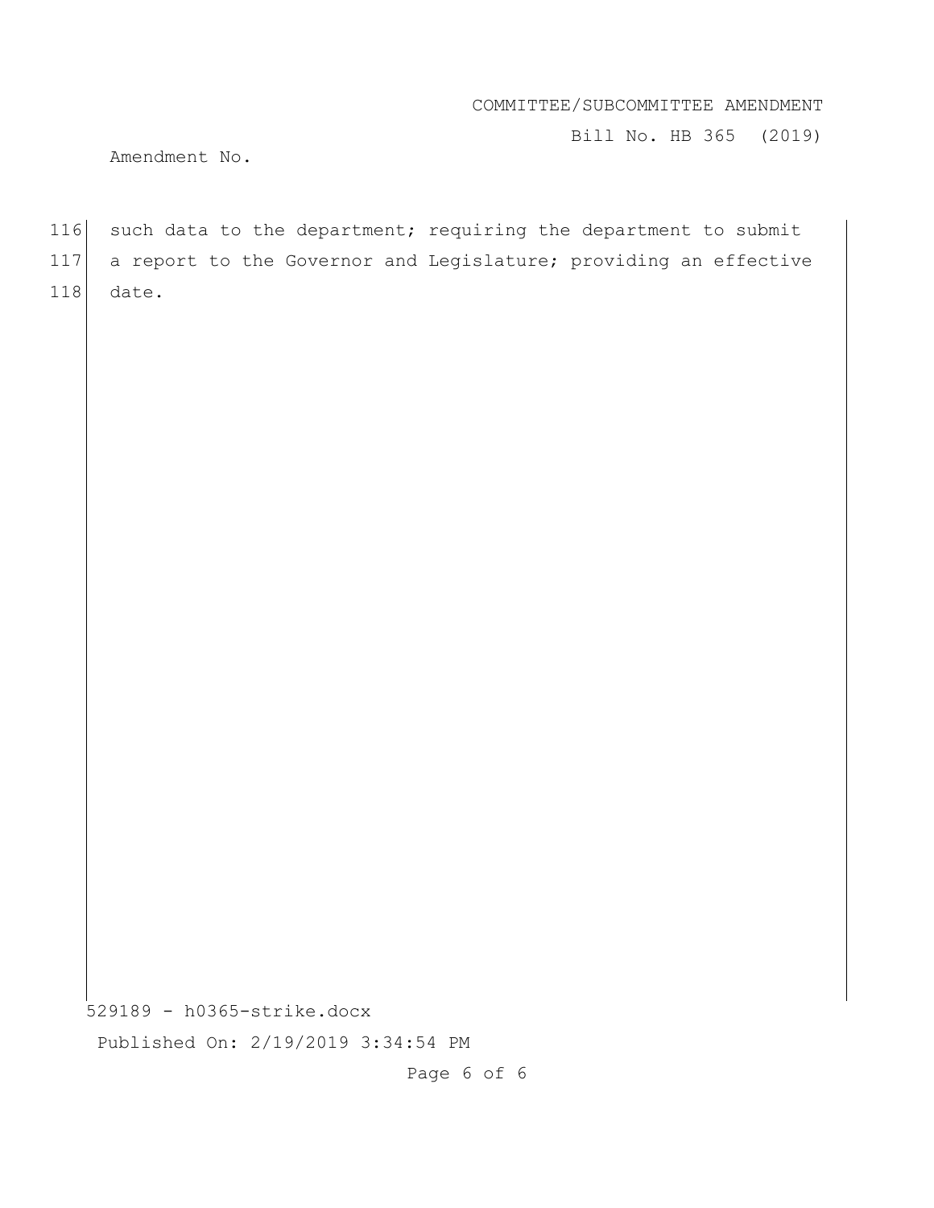116 such data to the department; requiring the department to submit
117 a report to the Governor and Legislature; providing an effective
118 date.